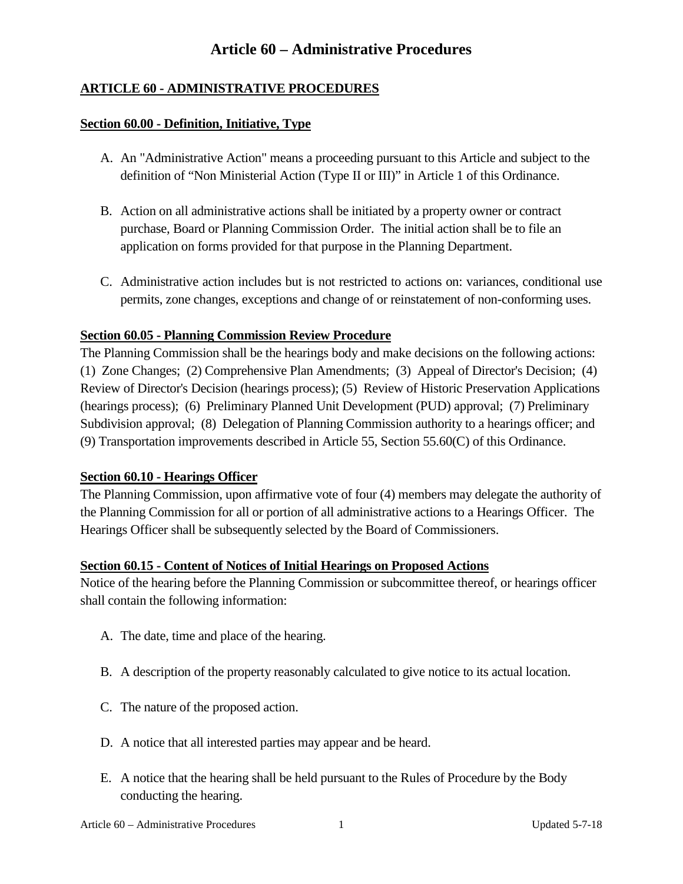# Article 60 – Administrative Procedures

## ARTICLE 60 - ADMINISTRATIVE PROCEDURES

### Section 60.00 - Definition, Initiative, Type

A. An "Administrative Action" means a proceeding pursuant to this Article and subject to the definition of "Non Ministerial Action (Type II or III)" in Article 1 of this Ordinance.

B. Action on all administrative actions shall be initiated by a property owner or contract purchase, Board or Planning Commission Order. The initial action shall be to file an application on forms provided for that purpose in the Planning Department.

C. Administrative action includes but is not restricted to actions on: variances, conditional use permits, zone changes, exceptions and change of or reinstatement of non-conforming uses.

### Section 60.05 - Planning Commission Review Procedure

The Planning Commission shall be the hearings body and make decisions on the following actions: (1) Zone Changes; (2) Comprehensive Plan Amendments; (3) Appeal of Director's Decision; (4) Review of Director's Decision (hearings process); (5) Review of Historic Preservation Applications (hearings process); (6) Preliminary Planned Unit Development (PUD) approval; (7) Preliminary Subdivision approval; (8) Delegation of Planning Commission authority to a hearings officer; and (9) Transportation improvements described in Article 55, Section 55.60(C) of this Ordinance.

### Section 60.10 - Hearings Officer

The Planning Commission, upon affirmative vote of four (4) members may delegate the authority of the Planning Commission for all or portion of all administrative actions to a Hearings Officer. The Hearings Officer shall be subsequently selected by the Board of Commissioners.

### Section 60.15 - Content of Notices of Initial Hearings on Proposed Actions

Notice of the hearing before the Planning Commission or subcommittee thereof, or hearings officer shall contain the following information:

A. The date, time and place of the hearing.

B. A description of the property reasonably calculated to give notice to its actual location.

C. The nature of the proposed action.

D. A notice that all interested parties may appear and be heard.

E. A notice that the hearing shall be held pursuant to the Rules of Procedure by the Body conducting the hearing.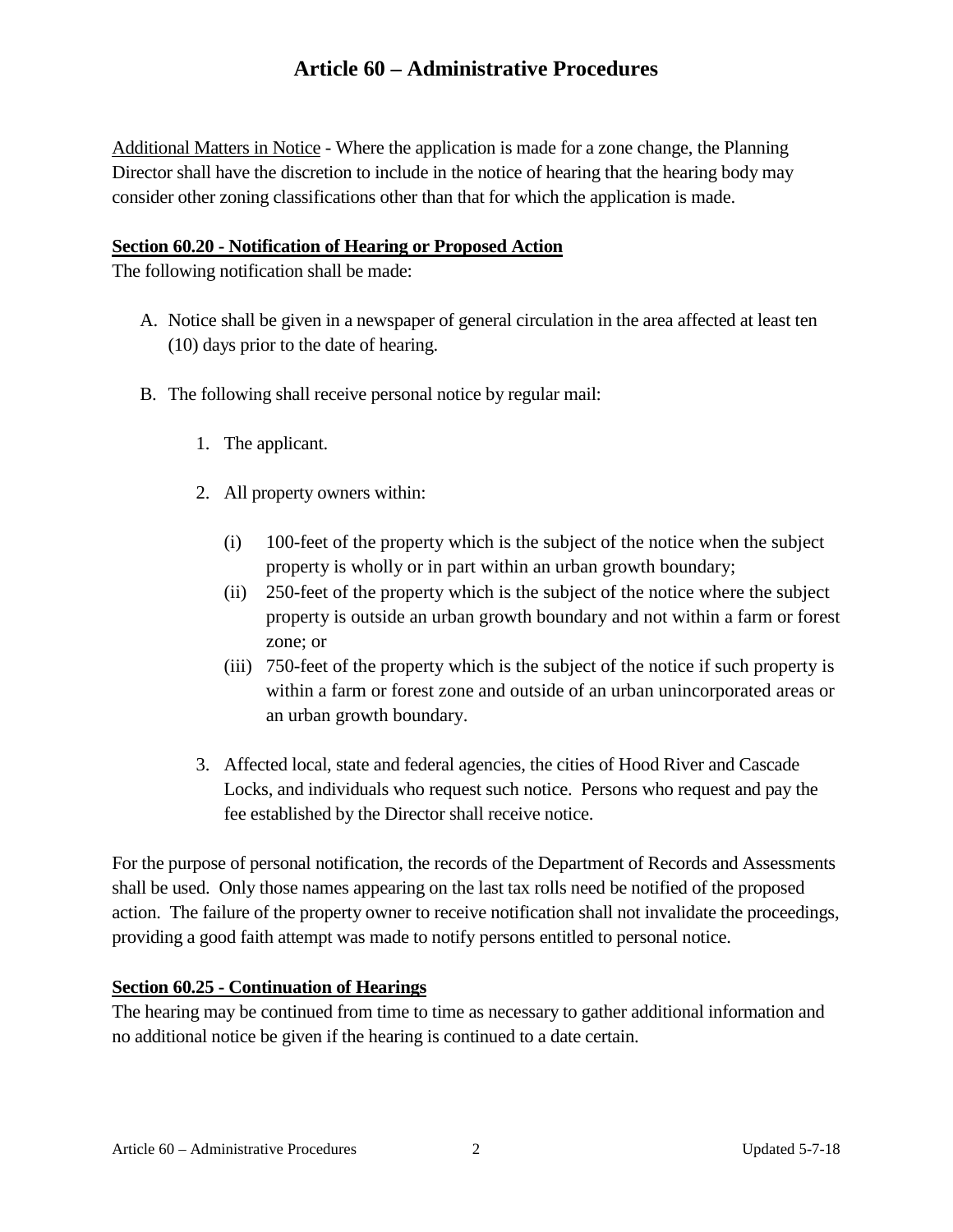Additional Matters in Notice - Where the application is made for a zone change, the Planning Director shall have the discretion to include in the notice of hearing that the hearing body may consider other zoning classifications other than that for which the application is made.

**Section 60.20 - Notification of Hearing or Proposed Action**

The following notification shall be made:

A. Notice shall be given in a newspaper of general circulation in the area affected at least ten (10) days prior to the date of hearing.

B. The following shall receive personal notice by regular mail:

   1. The applicant.

   2. All property owners within:

      (i) 100-feet of the property which is the subject of the notice when the subject property is wholly or in part within an urban growth boundary;

      (ii) 250-feet of the property which is the subject of the notice where the subject property is outside an urban growth boundary and not within a farm or forest zone; or

      (iii) 750-feet of the property which is the subject of the notice if such property is within a farm or forest zone and outside of an urban unincorporated areas or an urban growth boundary.

   3. Affected local, state and federal agencies, the cities of Hood River and Cascade Locks, and individuals who request such notice. Persons who request and pay the fee established by the Director shall receive notice.

For the purpose of personal notification, the records of the Department of Records and Assessments shall be used. Only those names appearing on the last tax rolls need be notified of the proposed action. The failure of the property owner to receive notification shall not invalidate the proceedings, providing a good faith attempt was made to notify persons entitled to personal notice.

**Section 60.25 - Continuation of Hearings**

The hearing may be continued from time to time as necessary to gather additional information and no additional notice be given if the hearing is continued to a date certain.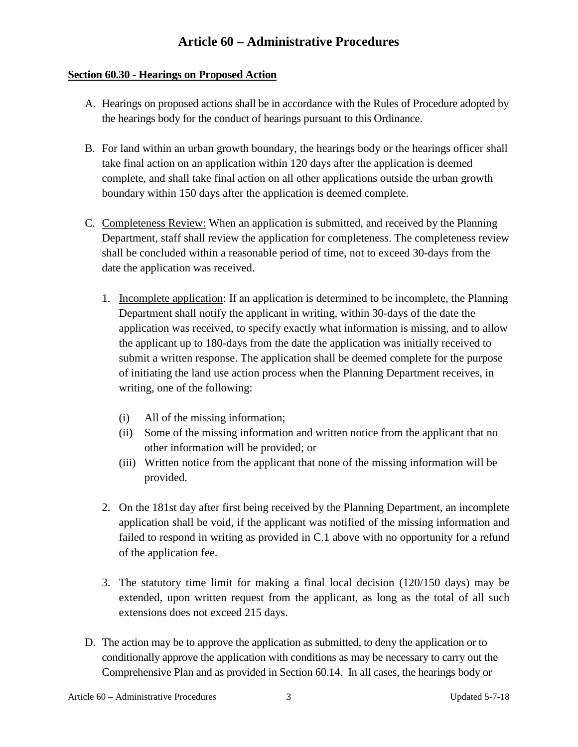# Article 60 – Administrative Procedures

**<u>Section 60.30 - Hearings on Proposed Action</u>**

A. Hearings on proposed actions shall be in accordance with the Rules of Procedure adopted by the hearings body for the conduct of hearings pursuant to this Ordinance.

B. For land within an urban growth boundary, the hearings body or the hearings officer shall take final action on an application within 120 days after the application is deemed complete, and shall take final action on all other applications outside the urban growth boundary within 150 days after the application is deemed complete.

C. <u>Completeness Review:</u> When an application is submitted, and received by the Planning Department, staff shall review the application for completeness. The completeness review shall be concluded within a reasonable period of time, not to exceed 30-days from the date the application was received.

   1. <u>Incomplete application</u>: If an application is determined to be incomplete, the Planning Department shall notify the applicant in writing, within 30-days of the date the application was received, to specify exactly what information is missing, and to allow the applicant up to 180-days from the date the application was initially received to submit a written response. The application shall be deemed complete for the purpose of initiating the land use action process when the Planning Department receives, in writing, one of the following:

      (i) All of the missing information;
      (ii) Some of the missing information and written notice from the applicant that no other information will be provided; or
      (iii) Written notice from the applicant that none of the missing information will be provided.

   2. On the 181st day after first being received by the Planning Department, an incomplete application shall be void, if the applicant was notified of the missing information and failed to respond in writing as provided in C.1 above with no opportunity for a refund of the application fee.

   3. The statutory time limit for making a final local decision (120/150 days) may be extended, upon written request from the applicant, as long as the total of all such extensions does not exceed 215 days.

D. The action may be to approve the application as submitted, to deny the application or to conditionally approve the application with conditions as may be necessary to carry out the Comprehensive Plan and as provided in Section 60.14. In all cases, the hearings body or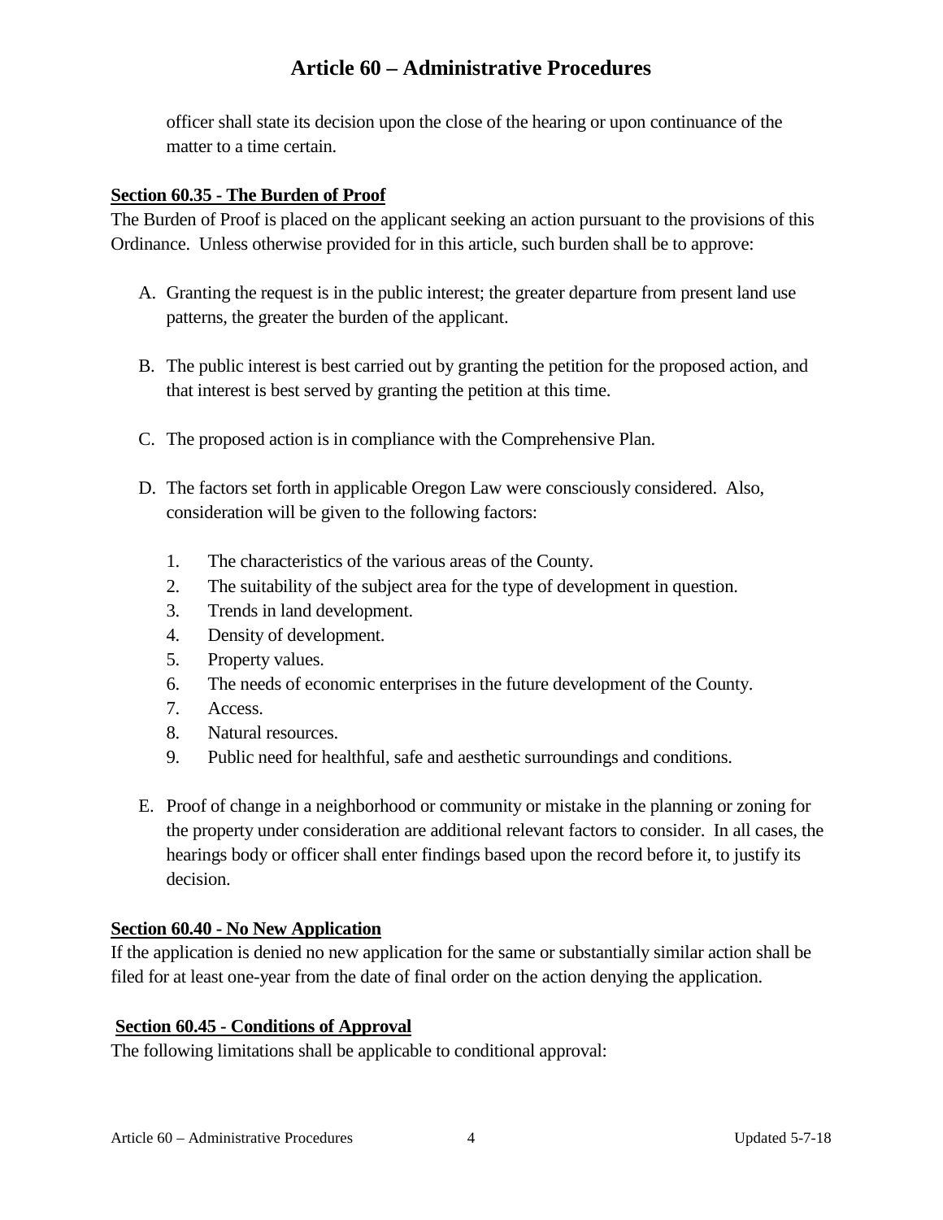officer shall state its decision upon the close of the hearing or upon continuance of the matter to a time certain.

**Section 60.35 - The Burden of Proof**

The Burden of Proof is placed on the applicant seeking an action pursuant to the provisions of this Ordinance. Unless otherwise provided for in this article, such burden shall be to approve:

A. Granting the request is in the public interest; the greater departure from present land use patterns, the greater the burden of the applicant.

B. The public interest is best carried out by granting the petition for the proposed action, and that interest is best served by granting the petition at this time.

C. The proposed action is in compliance with the Comprehensive Plan.

D. The factors set forth in applicable Oregon Law were consciously considered. Also, consideration will be given to the following factors:

   1. The characteristics of the various areas of the County.
   2. The suitability of the subject area for the type of development in question.
   3. Trends in land development.
   4. Density of development.
   5. Property values.
   6. The needs of economic enterprises in the future development of the County.
   7. Access.
   8. Natural resources.
   9. Public need for healthful, safe and aesthetic surroundings and conditions.

E. Proof of change in a neighborhood or community or mistake in the planning or zoning for the property under consideration are additional relevant factors to consider. In all cases, the hearings body or officer shall enter findings based upon the record before it, to justify its decision.

**Section 60.40 - No New Application**

If the application is denied no new application for the same or substantially similar action shall be filed for at least one-year from the date of final order on the action denying the application.

**Section 60.45 - Conditions of Approval**

The following limitations shall be applicable to conditional approval: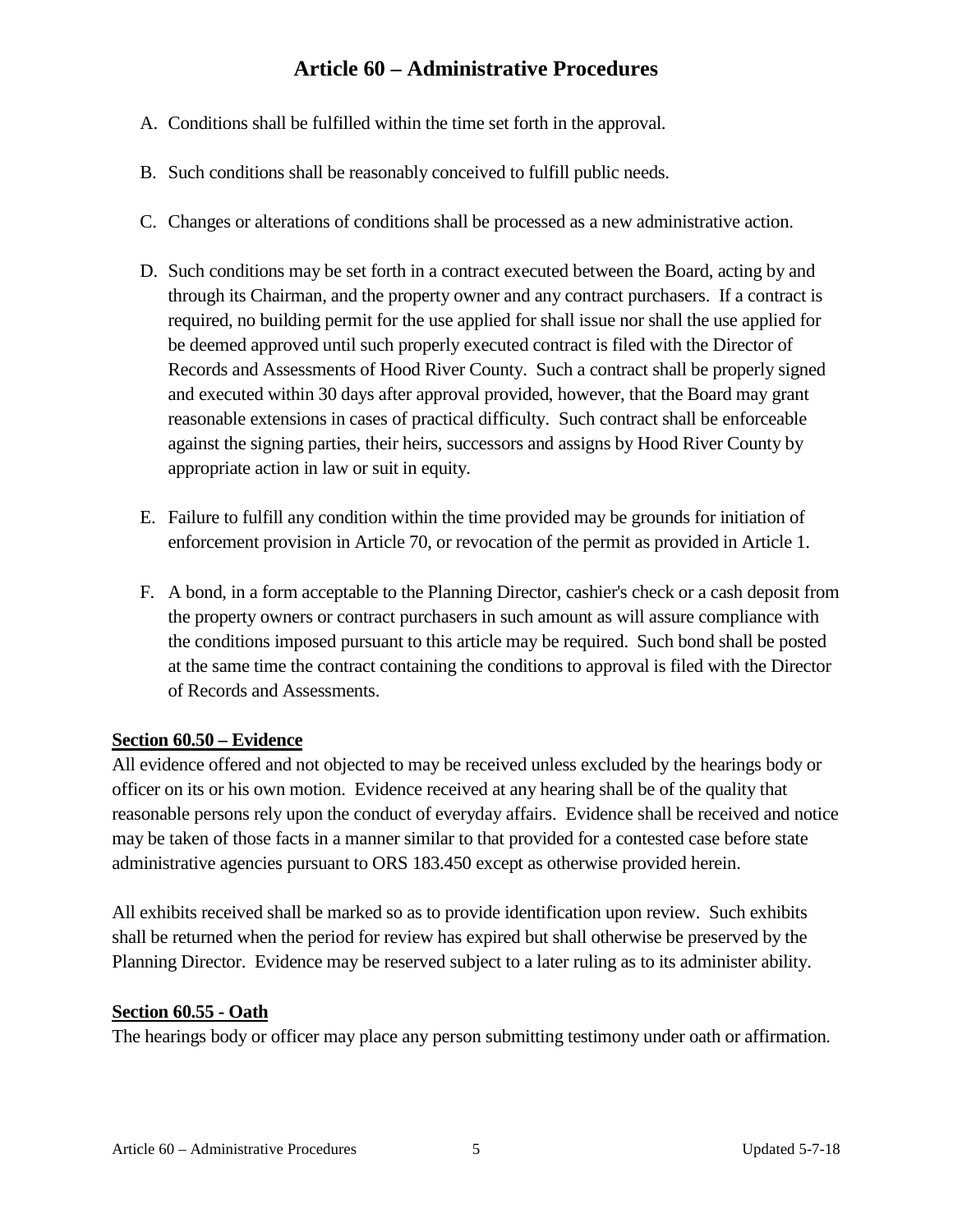A. Conditions shall be fulfilled within the time set forth in the approval.

B. Such conditions shall be reasonably conceived to fulfill public needs.

C. Changes or alterations of conditions shall be processed as a new administrative action.

D. Such conditions may be set forth in a contract executed between the Board, acting by and through its Chairman, and the property owner and any contract purchasers. If a contract is required, no building permit for the use applied for shall issue nor shall the use applied for be deemed approved until such properly executed contract is filed with the Director of Records and Assessments of Hood River County. Such a contract shall be properly signed and executed within 30 days after approval provided, however, that the Board may grant reasonable extensions in cases of practical difficulty. Such contract shall be enforceable against the signing parties, their heirs, successors and assigns by Hood River County by appropriate action in law or suit in equity.

E. Failure to fulfill any condition within the time provided may be grounds for initiation of enforcement provision in Article 70, or revocation of the permit as provided in Article 1.

F. A bond, in a form acceptable to the Planning Director, cashier's check or a cash deposit from the property owners or contract purchasers in such amount as will assure compliance with the conditions imposed pursuant to this article may be required. Such bond shall be posted at the same time the contract containing the conditions to approval is filed with the Director of Records and Assessments.

**Section 60.50 – Evidence**

All evidence offered and not objected to may be received unless excluded by the hearings body or officer on its or his own motion. Evidence received at any hearing shall be of the quality that reasonable persons rely upon the conduct of everyday affairs. Evidence shall be received and notice may be taken of those facts in a manner similar to that provided for a contested case before state administrative agencies pursuant to ORS 183.450 except as otherwise provided herein.

All exhibits received shall be marked so as to provide identification upon review. Such exhibits shall be returned when the period for review has expired but shall otherwise be preserved by the Planning Director. Evidence may be reserved subject to a later ruling as to its administer ability.

**Section 60.55 - Oath**

The hearings body or officer may place any person submitting testimony under oath or affirmation.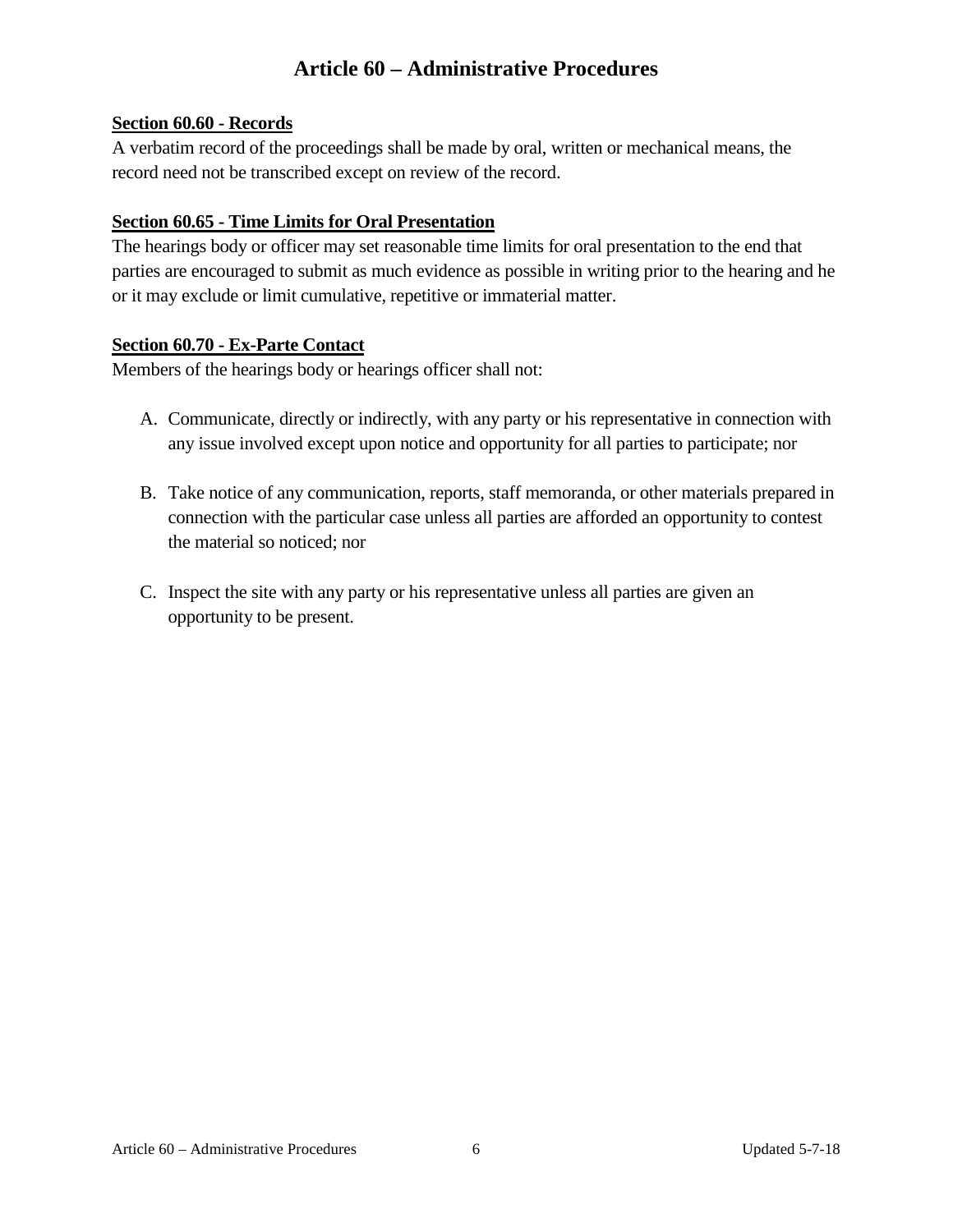# Article 60 – Administrative Procedures

**Section 60.60 - Records**

A verbatim record of the proceedings shall be made by oral, written or mechanical means, the record need not be transcribed except on review of the record.

**Section 60.65 - Time Limits for Oral Presentation**

The hearings body or officer may set reasonable time limits for oral presentation to the end that parties are encouraged to submit as much evidence as possible in writing prior to the hearing and he or it may exclude or limit cumulative, repetitive or immaterial matter.

**Section 60.70 - Ex-Parte Contact**

Members of the hearings body or hearings officer shall not:

A. Communicate, directly or indirectly, with any party or his representative in connection with any issue involved except upon notice and opportunity for all parties to participate; nor

B. Take notice of any communication, reports, staff memoranda, or other materials prepared in connection with the particular case unless all parties are afforded an opportunity to contest the material so noticed; nor

C. Inspect the site with any party or his representative unless all parties are given an opportunity to be present.